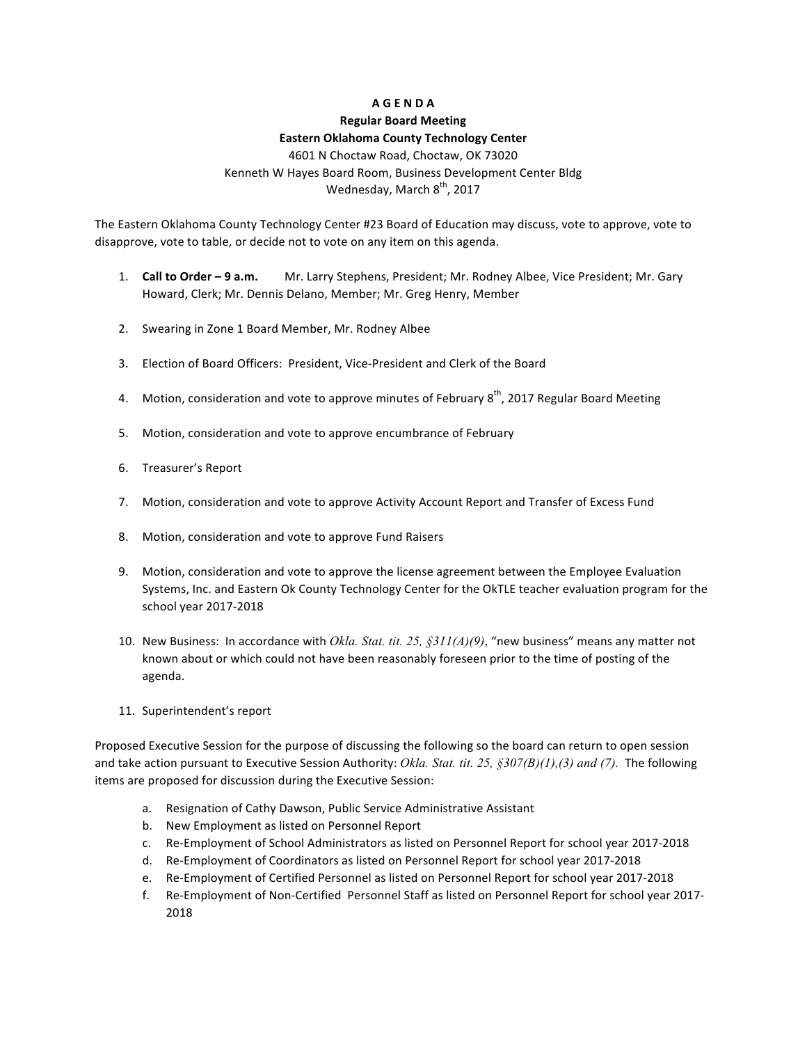# A G E N D A

## Regular Board Meeting

## Eastern Oklahoma County Technology Center

4601 N Choctaw Road, Choctaw, OK 73020
Kenneth W Hayes Board Room, Business Development Center Bldg
Wednesday, March 8th, 2017

The Eastern Oklahoma County Technology Center #23 Board of Education may discuss, vote to approve, vote to disapprove, vote to table, or decide not to vote on any item on this agenda.

1. **Call to Order – 9 a.m.** Mr. Larry Stephens, President; Mr. Rodney Albee, Vice President; Mr. Gary Howard, Clerk; Mr. Dennis Delano, Member; Mr. Greg Henry, Member

2. Swearing in Zone 1 Board Member, Mr. Rodney Albee

3. Election of Board Officers: President, Vice-President and Clerk of the Board

4. Motion, consideration and vote to approve minutes of February 8th, 2017 Regular Board Meeting

5. Motion, consideration and vote to approve encumbrance of February

6. Treasurer's Report

7. Motion, consideration and vote to approve Activity Account Report and Transfer of Excess Fund

8. Motion, consideration and vote to approve Fund Raisers

9. Motion, consideration and vote to approve the license agreement between the Employee Evaluation Systems, Inc. and Eastern Ok County Technology Center for the OkTLE teacher evaluation program for the school year 2017-2018

10. New Business: In accordance with *Okla. Stat. tit. 25, §311(A)(9)*, "new business" means any matter not known about or which could not have been reasonably foreseen prior to the time of posting of the agenda.

11. Superintendent's report

Proposed Executive Session for the purpose of discussing the following so the board can return to open session and take action pursuant to Executive Session Authority: *Okla. Stat. tit. 25, §307(B)(1),(3) and (7).* The following items are proposed for discussion during the Executive Session:

a. Resignation of Cathy Dawson, Public Service Administrative Assistant
b. New Employment as listed on Personnel Report
c. Re-Employment of School Administrators as listed on Personnel Report for school year 2017-2018
d. Re-Employment of Coordinators as listed on Personnel Report for school year 2017-2018
e. Re-Employment of Certified Personnel as listed on Personnel Report for school year 2017-2018
f. Re-Employment of Non-Certified Personnel Staff as listed on Personnel Report for school year 2017-2018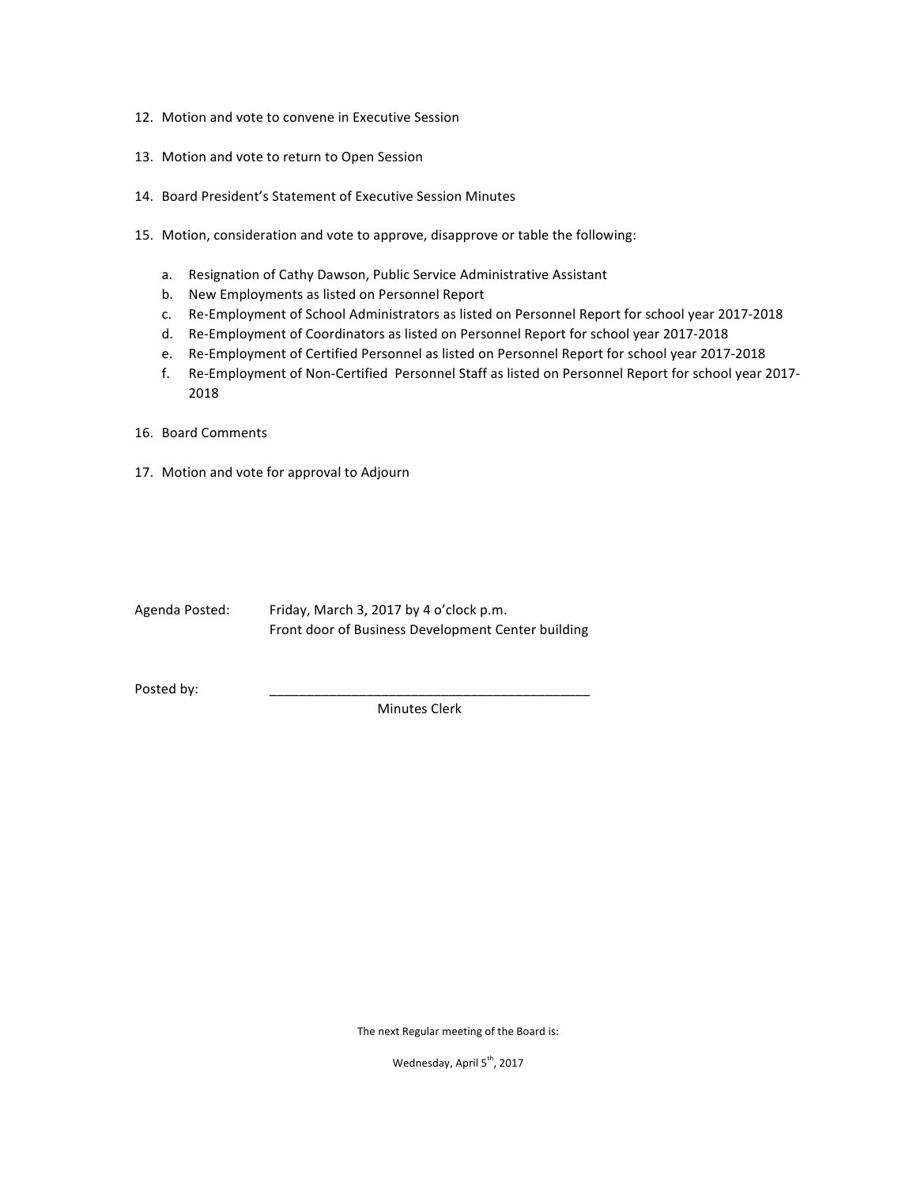12. Motion and vote to convene in Executive Session

13. Motion and vote to return to Open Session

14. Board President's Statement of Executive Session Minutes

15. Motion, consideration and vote to approve, disapprove or table the following:

    a. Resignation of Cathy Dawson, Public Service Administrative Assistant
    b. New Employments as listed on Personnel Report
    c. Re-Employment of School Administrators as listed on Personnel Report for school year 2017-2018
    d. Re-Employment of Coordinators as listed on Personnel Report for school year 2017-2018
    e. Re-Employment of Certified Personnel as listed on Personnel Report for school year 2017-2018
    f. Re-Employment of Non-Certified Personnel Staff as listed on Personnel Report for school year 2017-2018

16. Board Comments

17. Motion and vote for approval to Adjourn

Agenda Posted: Friday, March 3, 2017 by 4 o'clock p.m.
Front door of Business Development Center building

Posted by: ____________________________________________
Minutes Clerk

The next Regular meeting of the Board is:

Wednesday, April 5th, 2017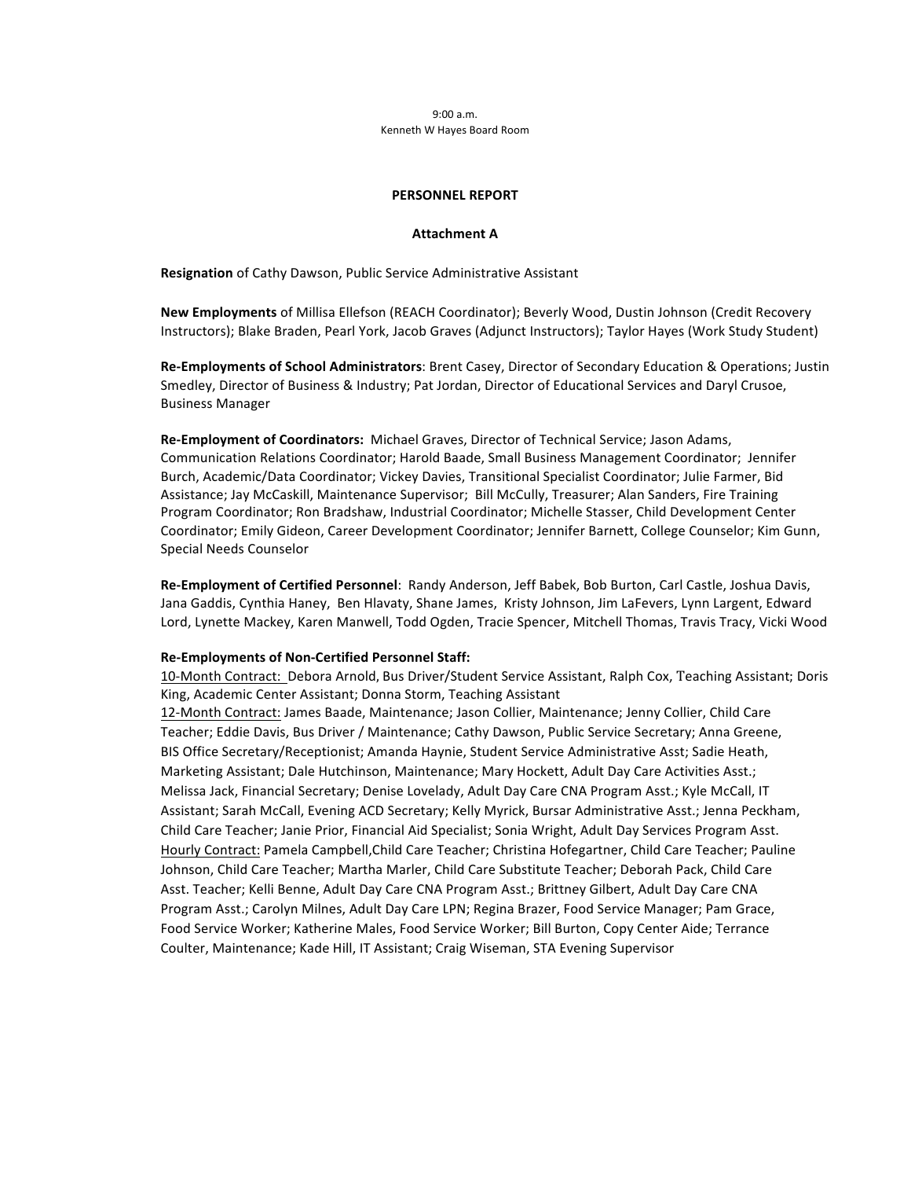9:00 a.m.
Kenneth W Hayes Board Room

**PERSONNEL REPORT**

**Attachment A**

**Resignation** of Cathy Dawson, Public Service Administrative Assistant

**New Employments** of Millisa Ellefson (REACH Coordinator); Beverly Wood, Dustin Johnson (Credit Recovery Instructors); Blake Braden, Pearl York, Jacob Graves (Adjunct Instructors); Taylor Hayes (Work Study Student)

**Re-Employments of School Administrators**: Brent Casey, Director of Secondary Education & Operations; Justin Smedley, Director of Business & Industry; Pat Jordan, Director of Educational Services and Daryl Crusoe, Business Manager

**Re-Employment of Coordinators:** Michael Graves, Director of Technical Service; Jason Adams, Communication Relations Coordinator; Harold Baade, Small Business Management Coordinator; Jennifer Burch, Academic/Data Coordinator; Vickey Davies, Transitional Specialist Coordinator; Julie Farmer, Bid Assistance; Jay McCaskill, Maintenance Supervisor; Bill McCully, Treasurer; Alan Sanders, Fire Training Program Coordinator; Ron Bradshaw, Industrial Coordinator; Michelle Stasser, Child Development Center Coordinator; Emily Gideon, Career Development Coordinator; Jennifer Barnett, College Counselor; Kim Gunn, Special Needs Counselor

**Re-Employment of Certified Personnel**: Randy Anderson, Jeff Babek, Bob Burton, Carl Castle, Joshua Davis, Jana Gaddis, Cynthia Haney, Ben Hlavaty, Shane James, Kristy Johnson, Jim LaFevers, Lynn Largent, Edward Lord, Lynette Mackey, Karen Manwell, Todd Ogden, Tracie Spencer, Mitchell Thomas, Travis Tracy, Vicki Wood

**Re-Employments of Non-Certified Personnel Staff:**

10-Month Contract: Debora Arnold, Bus Driver/Student Service Assistant, Ralph Cox, Teaching Assistant; Doris King, Academic Center Assistant; Donna Storm, Teaching Assistant

12-Month Contract: James Baade, Maintenance; Jason Collier, Maintenance; Jenny Collier, Child Care Teacher; Eddie Davis, Bus Driver / Maintenance; Cathy Dawson, Public Service Secretary; Anna Greene, BIS Office Secretary/Receptionist; Amanda Haynie, Student Service Administrative Asst; Sadie Heath, Marketing Assistant; Dale Hutchinson, Maintenance; Mary Hockett, Adult Day Care Activities Asst.; Melissa Jack, Financial Secretary; Denise Lovelady, Adult Day Care CNA Program Asst.; Kyle McCall, IT Assistant; Sarah McCall, Evening ACD Secretary; Kelly Myrick, Bursar Administrative Asst.; Jenna Peckham, Child Care Teacher; Janie Prior, Financial Aid Specialist; Sonia Wright, Adult Day Services Program Asst.

Hourly Contract: Pamela Campbell,Child Care Teacher; Christina Hofegartner, Child Care Teacher; Pauline Johnson, Child Care Teacher; Martha Marler, Child Care Substitute Teacher; Deborah Pack, Child Care Asst. Teacher; Kelli Benne, Adult Day Care CNA Program Asst.; Brittney Gilbert, Adult Day Care CNA Program Asst.; Carolyn Milnes, Adult Day Care LPN; Regina Brazer, Food Service Manager; Pam Grace, Food Service Worker; Katherine Males, Food Service Worker; Bill Burton, Copy Center Aide; Terrance Coulter, Maintenance; Kade Hill, IT Assistant; Craig Wiseman, STA Evening Supervisor